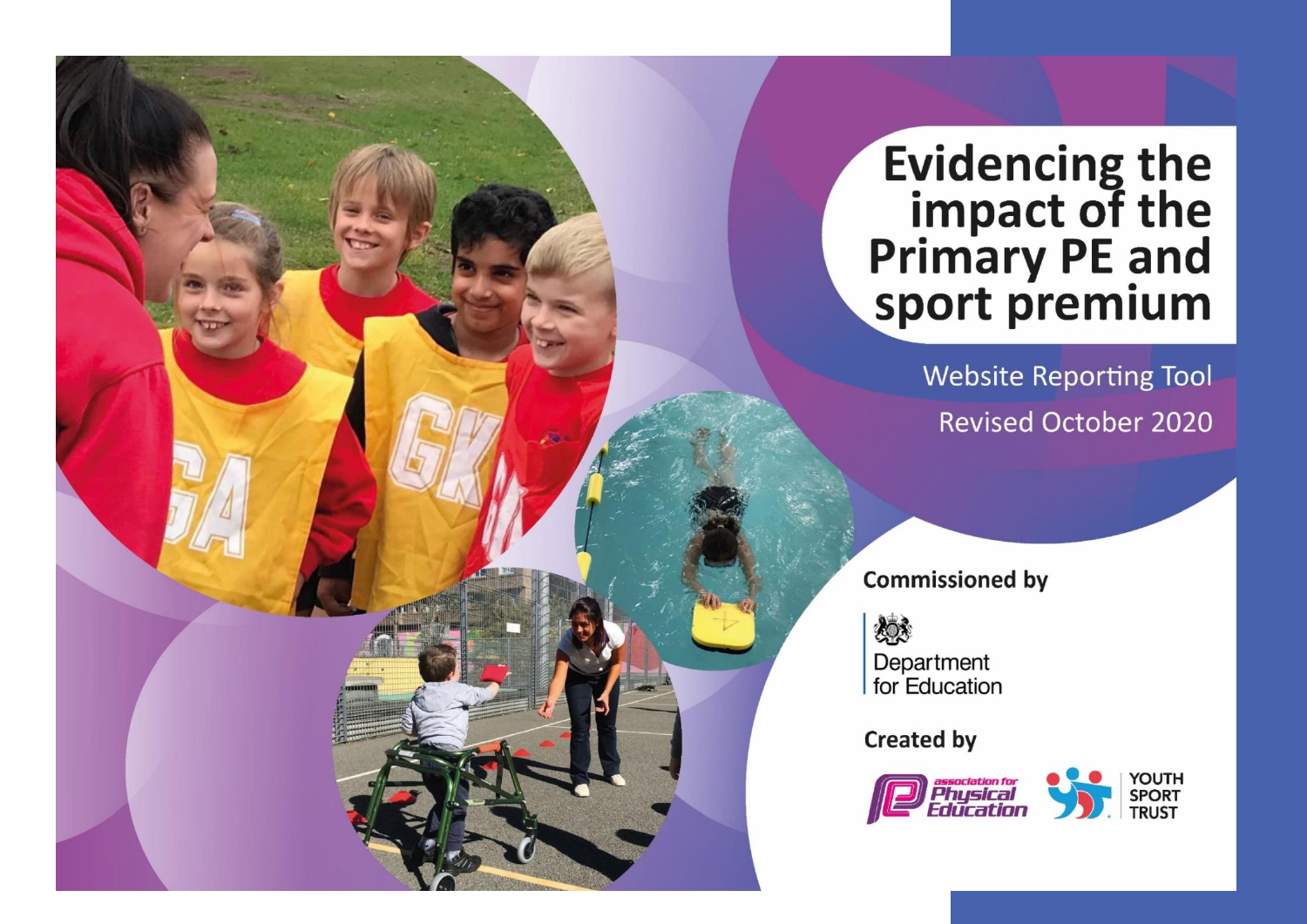# Evidencing the impact of the Primary PE and sport premium

Website Reporting Tool

Revised October 2020

**Commissioned by**

Department for Education

**Created by**

association for Physical Education

YOUTH SPORT TRUST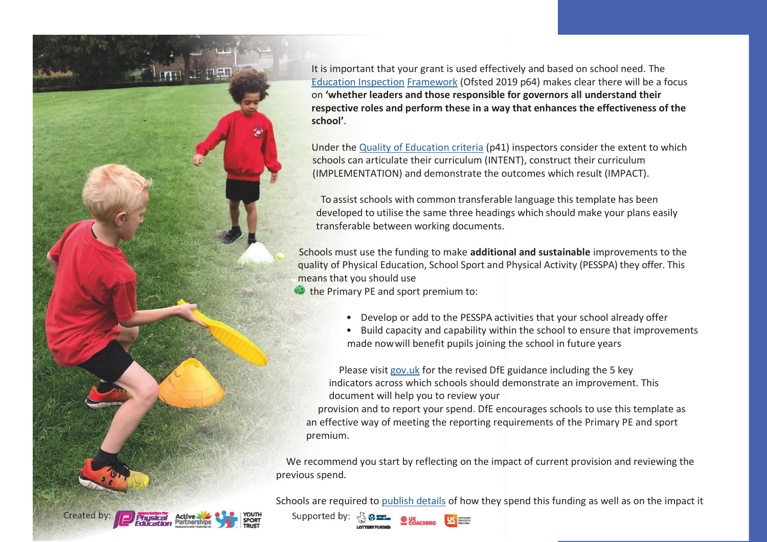It is important that your grant is used effectively and based on school need. The Education Inspection Framework (Ofsted 2019 p64) makes clear there will be a focus on **'whether leaders and those responsible for governors all understand their respective roles and perform these in a way that enhances the effectiveness of the school'**.

Under the Quality of Education criteria (p41) inspectors consider the extent to which schools can articulate their curriculum (INTENT), construct their curriculum (IMPLEMENTATION) and demonstrate the outcomes which result (IMPACT).

To assist schools with common transferable language this template has been developed to utilise the same three headings which should make your plans easily transferable between working documents.

Schools must use the funding to make **additional and sustainable** improvements to the quality of Physical Education, School Sport and Physical Activity (PESSPA) they offer. This means that you should use the Primary PE and sport premium to:

- Develop or add to the PESSPA activities that your school already offer
- Build capacity and capability within the school to ensure that improvements made now will benefit pupils joining the school in future years

Please visit gov.uk for the revised DfE guidance including the 5 key indicators across which schools should demonstrate an improvement. This document will help you to review your provision and to report your spend. DfE encourages schools to use this template as an effective way of meeting the reporting requirements of the Primary PE and sport premium.

We recommend you start by reflecting on the impact of current provision and reviewing the previous spend.

Schools are required to publish details of how they spend this funding as well as on the impact it

Created by: Association for Physical Education, Active Partnerships, Youth Sport Trust

Supported by: Sport England (Lottery Funded), UK Coaching, UK Active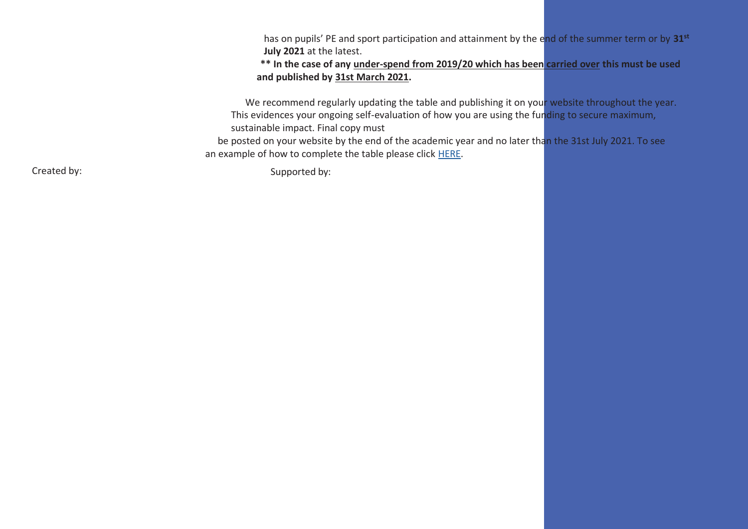has on pupils' PE and sport participation and attainment by the end of the summer term or by **31st July 2021** at the latest.

**** In the case of any under-spend from 2019/20 which has been carried over this must be used and published by 31st March 2021.**

We recommend regularly updating the table and publishing it on your website throughout the year. This evidences your ongoing self-evaluation of how you are using the funding to secure maximum, sustainable impact. Final copy must be posted on your website by the end of the academic year and no later than the 31st July 2021. To see an example of how to complete the table please click HERE.

Created by:

Supported by: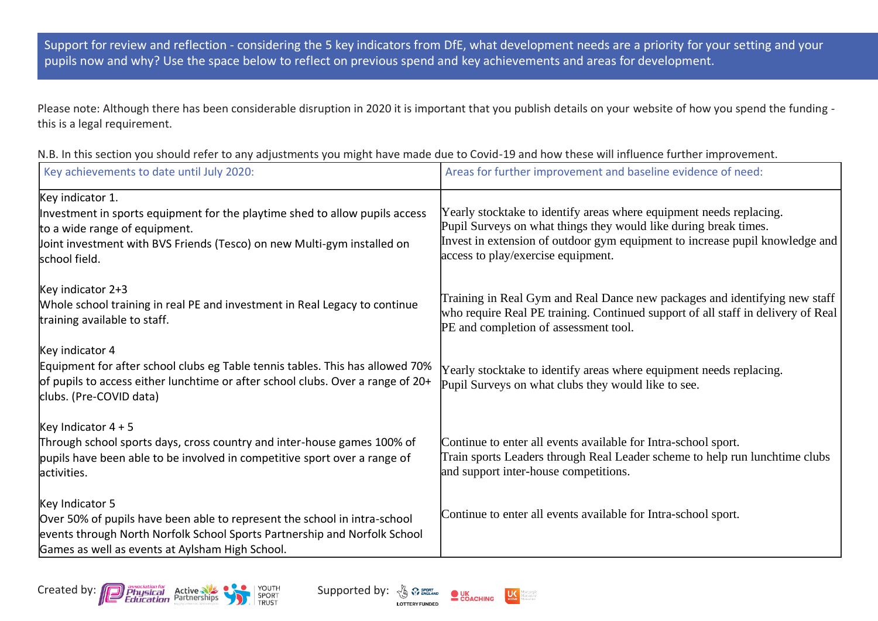Support for review and reflection - considering the 5 key indicators from DfE, what development needs are a priority for your setting and your pupils now and why? Use the space below to reflect on previous spend and key achievements and areas for development.

Please note: Although there has been considerable disruption in 2020 it is important that you publish details on your website of how you spend the funding - this is a legal requirement.

N.B. In this section you should refer to any adjustments you might have made due to Covid-19 and how these will influence further improvement.

| Key achievements to date until July 2020: | Areas for further improvement and baseline evidence of need: |
|---|---|
| Key indicator 1.<br>Investment in sports equipment for the playtime shed to allow pupils access to a wide range of equipment.<br>Joint investment with BVS Friends (Tesco) on new Multi-gym installed on school field. | Yearly stocktake to identify areas where equipment needs replacing.<br>Pupil Surveys on what things they would like during break times.<br>Invest in extension of outdoor gym equipment to increase pupil knowledge and access to play/exercise equipment. |
| Key indicator 2+3<br>Whole school training in real PE and investment in Real Legacy to continue training available to staff. | Training in Real Gym and Real Dance new packages and identifying new staff who require Real PE training. Continued support of all staff in delivery of Real PE and completion of assessment tool. |
| Key indicator 4<br>Equipment for after school clubs eg Table tennis tables. This has allowed 70% of pupils to access either lunchtime or after school clubs. Over a range of 20+ clubs. (Pre-COVID data) | Yearly stocktake to identify areas where equipment needs replacing.<br>Pupil Surveys on what clubs they would like to see. |
| Key Indicator 4 + 5<br>Through school sports days, cross country and inter-house games 100% of pupils have been able to be involved in competitive sport over a range of activities. | Continue to enter all events available for Intra-school sport.<br>Train sports Leaders through Real Leader scheme to help run lunchtime clubs and support inter-house competitions. |
| Key Indicator 5<br>Over 50% of pupils have been able to represent the school in intra-school events through North Norfolk School Sports Partnership and Norfolk School Games as well as events at Aylsham High School. | Continue to enter all events available for Intra-school sport. |

Created by: association for Physical Education, Active Partnerships, Youth Sport Trust    Supported by: Sport England, Lottery Funded, UK Coaching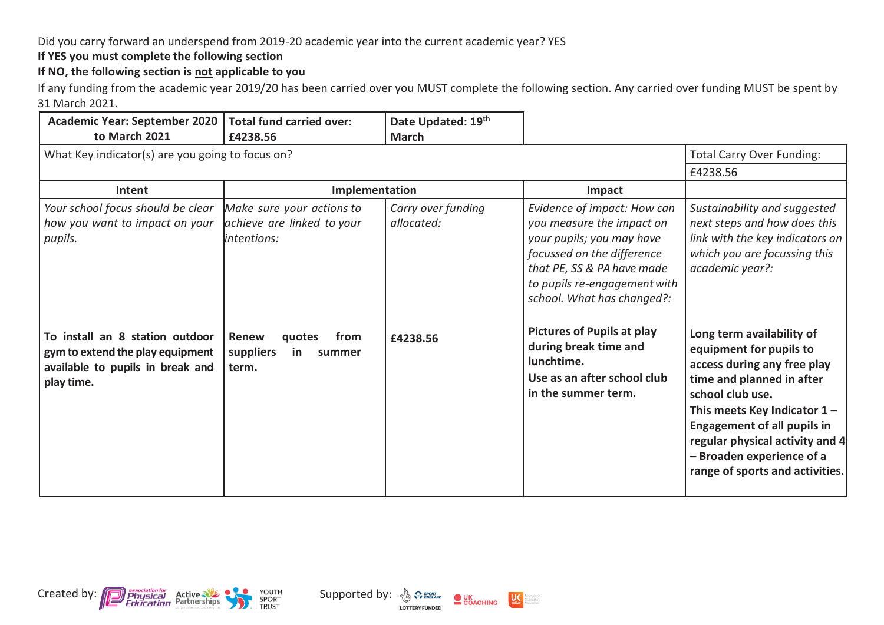Did you carry forward an underspend from 2019-20 academic year into the current academic year? YES

**If YES you <u>must</u> complete the following section**

**If NO, the following section is <u>not</u> applicable to you**

If any funding from the academic year 2019/20 has been carried over you MUST complete the following section. Any carried over funding MUST be spent by 31 March 2021.

| **Academic Year: September 2020 to March 2021** | **Total fund carried over: £4238.56** | **Date Updated: 19th March** | | |
|---|---|---|---|---|
| What Key indicator(s) are you going to focus on? | | | | Total Carry Over Funding: £4238.56 |
| **Intent** | **Implementation** | | **Impact** | |
| *Your school focus should be clear how you want to impact on your pupils.* | *Make sure your actions to achieve are linked to your intentions:* | *Carry over funding allocated:* | *Evidence of impact: How can you measure the impact on your pupils; you may have focussed on the difference that PE, SS & PA have made to pupils re-engagement with school. What has changed?:* | *Sustainability and suggested next steps and how does this link with the key indicators on which you are focussing this academic year?:* |
| **To install an 8 station outdoor gym to extend the play equipment available to pupils in break and play time.** | **Renew quotes from suppliers in summer term.** | **£4238.56** | **Pictures of Pupils at play during break time and lunchtime.** <br> **Use as an after school club in the summer term.** | **Long term availability of equipment for pupils to access during any free play time and planned in after school club use.** <br> **This meets Key Indicator 1 – Engagement of all pupils in regular physical activity and 4 – Broaden experience of a range of sports and activities.** |

Created by: Association for Physical Education, Active Partnerships, Youth Sport Trust

Supported by: Sport England (Lottery Funded), UK Coaching, UK Active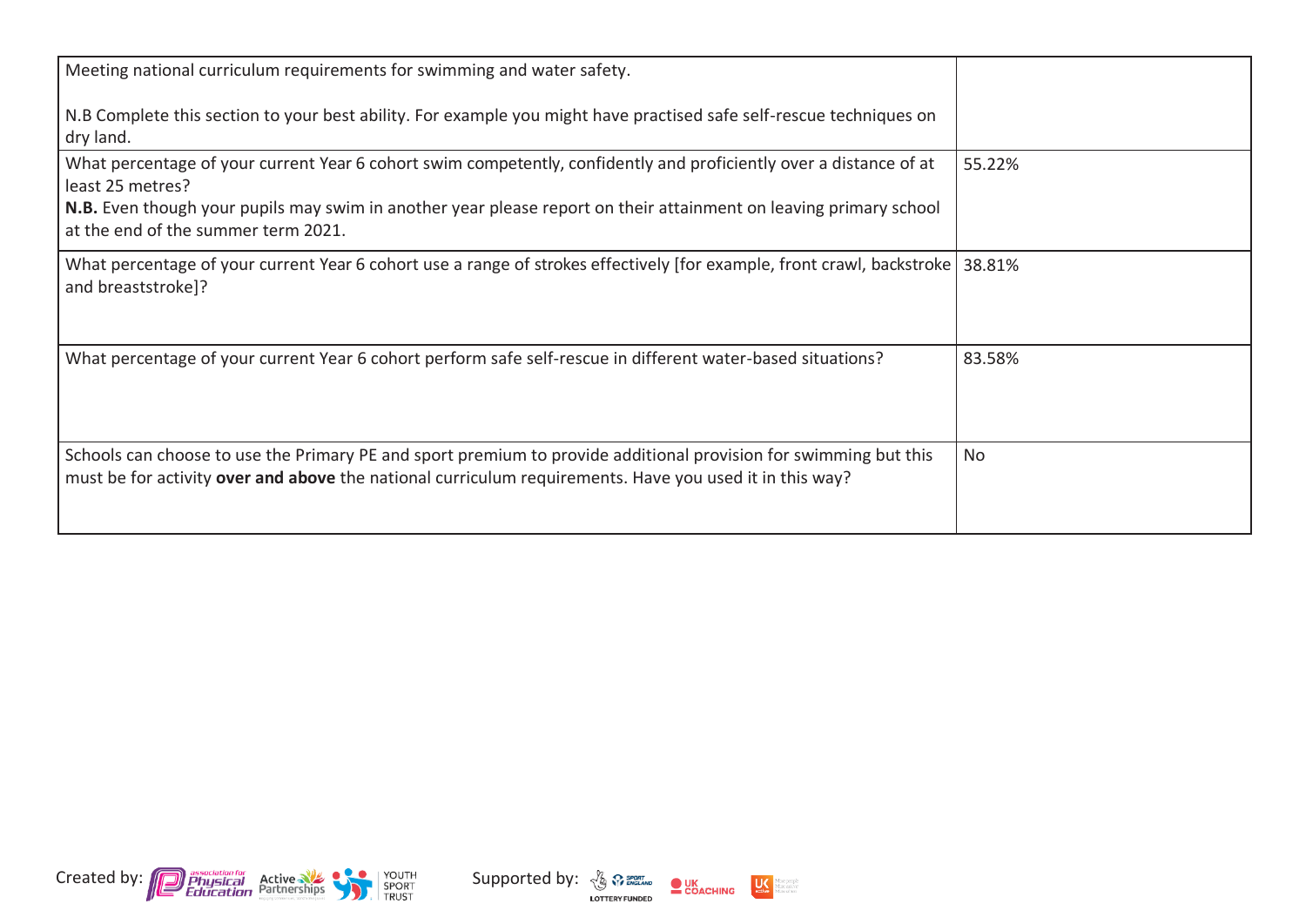| Meeting national curriculum requirements for swimming and water safety.<br><br>N.B Complete this section to your best ability. For example you might have practised safe self-rescue techniques on dry land. | |
|---|---|
| What percentage of your current Year 6 cohort swim competently, confidently and proficiently over a distance of at least 25 metres?<br>**N.B.** Even though your pupils may swim in another year please report on their attainment on leaving primary school at the end of the summer term 2021. | 55.22% |
| What percentage of your current Year 6 cohort use a range of strokes effectively [for example, front crawl, backstroke and breaststroke]? | 38.81% |
| What percentage of your current Year 6 cohort perform safe self-rescue in different water-based situations? | 83.58% |
| Schools can choose to use the Primary PE and sport premium to provide additional provision for swimming but this must be for activity **over and above** the national curriculum requirements. Have you used it in this way? | No |

Created by: Association for Physical Education, Active Partnerships, Youth Sport Trust

Supported by: Sport England (Lottery Funded), UK Coaching, UK Active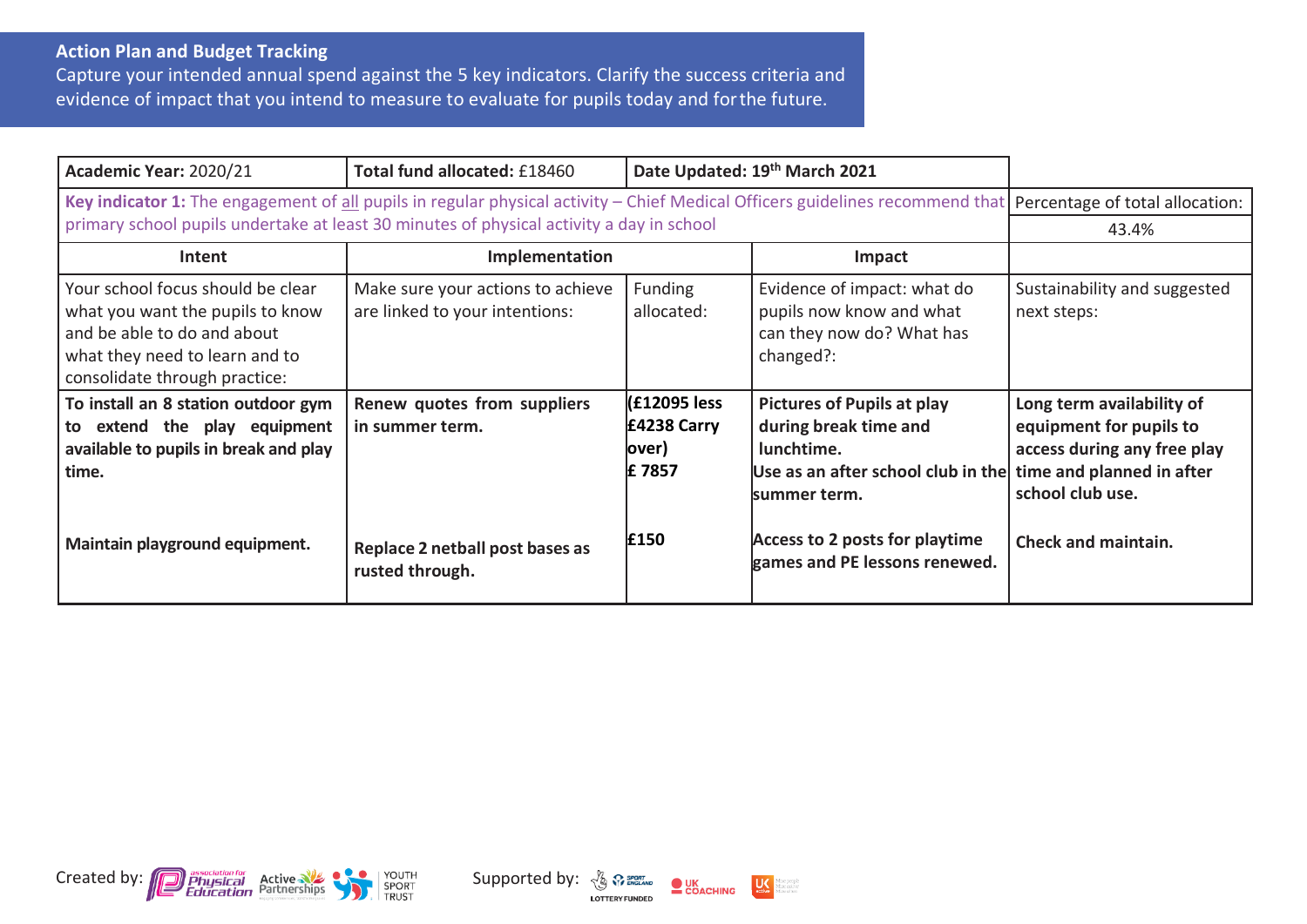**Action Plan and Budget Tracking**
Capture your intended annual spend against the 5 key indicators. Clarify the success criteria and evidence of impact that you intend to measure to evaluate for pupils today and for the future.

| **Academic Year:** 2020/21 | **Total fund allocated:** £18460 | **Date Updated: 19th March 2021** | | |
|---|---|---|---|---|
| **Key indicator 1:** The engagement of all pupils in regular physical activity – Chief Medical Officers guidelines recommend that primary school pupils undertake at least 30 minutes of physical activity a day in school | | | | Percentage of total allocation: 43.4% |
| **Intent** | **Implementation** | | **Impact** | |
| Your school focus should be clear what you want the pupils to know and be able to do and about what they need to learn and to consolidate through practice: | Make sure your actions to achieve are linked to your intentions: | Funding allocated: | Evidence of impact: what do pupils now know and what can they now do? What has changed?: | Sustainability and suggested next steps: |
| **To install an 8 station outdoor gym to extend the play equipment available to pupils in break and play time.** | **Renew quotes from suppliers in summer term.** | **(£12095 less £4238 Carry over) £ 7857** | **Pictures of Pupils at play during break time and lunchtime. Use as an after school club in the summer term.** | **Long term availability of equipment for pupils to access during any free play time and planned in after school club use.** |
| **Maintain playground equipment.** | **Replace 2 netball post bases as rusted through.** | **£150** | **Access to 2 posts for playtime games and PE lessons renewed.** | **Check and maintain.** |

Created by: Association for Physical Education, Active Partnerships, Youth Sport Trust
Supported by: Sport England (Lottery Funded), UK Coaching, UK Active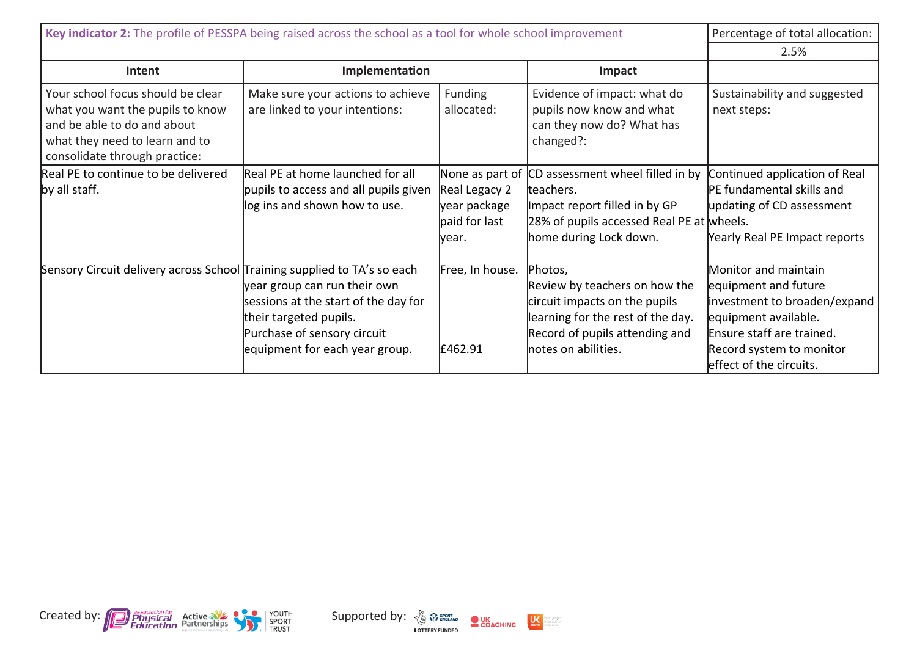| **Key indicator 2:** The profile of PESSPA being raised across the school as a tool for whole school improvement | | | | Percentage of total allocation: |
|---|---|---|---|---|
| | | | | 2.5% |
| **Intent** | **Implementation** | | **Impact** | |
| Your school focus should be clear what you want the pupils to know and be able to do and about what they need to learn and to consolidate through practice: | Make sure your actions to achieve are linked to your intentions: | Funding allocated: | Evidence of impact: what do pupils now know and what can they now do? What has changed?: | Sustainability and suggested next steps: |
| Real PE to continue to be delivered by all staff. | Real PE at home launched for all pupils to access and all pupils given log ins and shown how to use. | None as part of Real Legacy 2 year package paid for last year. | CD assessment wheel filled in by teachers.<br>Impact report filled in by GP<br>28% of pupils accessed Real PE at home during Lock down. | Continued application of Real PE fundamental skills and updating of CD assessment wheels.<br>Yearly Real PE Impact reports |
| Sensory Circuit delivery across School | Training supplied to TA's so each year group can run their own sessions at the start of the day for their targeted pupils.<br>Purchase of sensory circuit equipment for each year group. | Free, In house.<br><br><br><br>£462.91 | Photos,<br>Review by teachers on how the circuit impacts on the pupils learning for the rest of the day.<br>Record of pupils attending and notes on abilities. | Monitor and maintain equipment and future investment to broaden/expand equipment available.<br>Ensure staff are trained.<br>Record system to monitor effect of the circuits. |

Created by: Association for Physical Education, Active Partnerships, Youth Sport Trust    Supported by: Sport England (Lottery Funded), UK Coaching, UK Active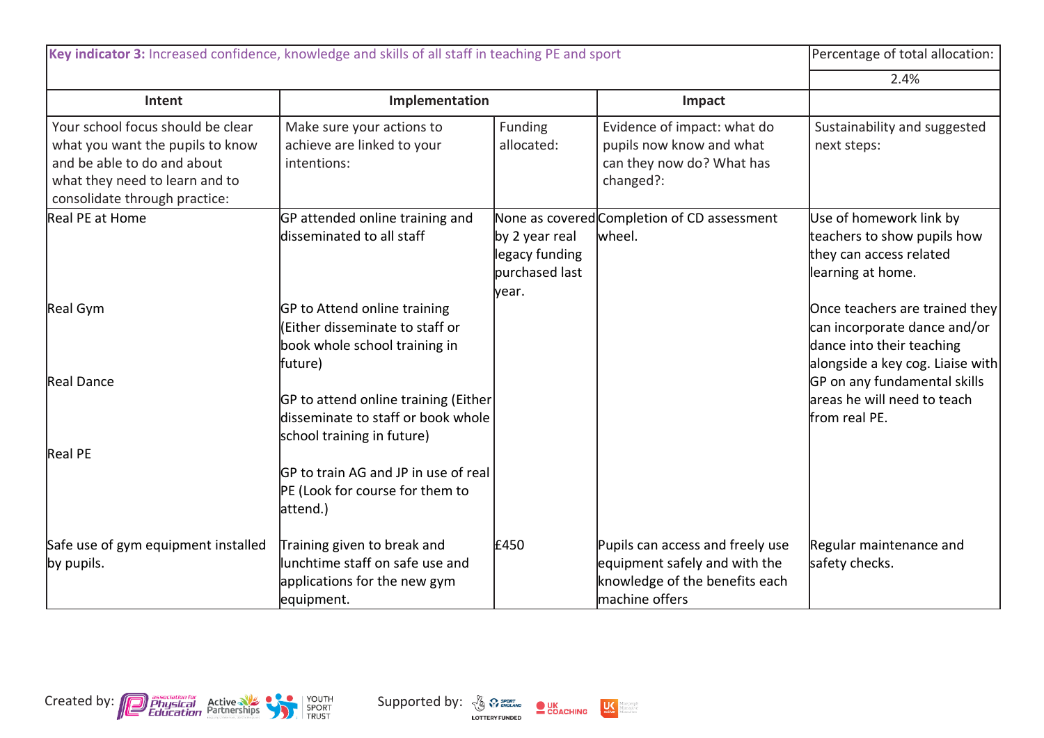| **Key indicator 3:** Increased confidence, knowledge and skills of all staff in teaching PE and sport | | | | Percentage of total allocation: |
|---|---|---|---|---|
| | | | | 2.4% |
| **Intent** | **Implementation** | | **Impact** | |
| Your school focus should be clear what you want the pupils to know and be able to do and about what they need to learn and to consolidate through practice: | Make sure your actions to achieve are linked to your intentions: | Funding allocated: | Evidence of impact: what do pupils now know and what can they now do? What has changed?: | Sustainability and suggested next steps: |
| Real PE at Home | GP attended online training and disseminated to all staff | None as covered by 2 year real legacy funding purchased last year. | Completion of CD assessment wheel. | Use of homework link by teachers to show pupils how they can access related learning at home. |
| Real Gym | GP to Attend online training (Either disseminate to staff or book whole school training in future) | | | Once teachers are trained they can incorporate dance and/or dance into their teaching alongside a key cog. Liaise with GP on any fundamental skills areas he will need to teach from real PE. |
| Real Dance | GP to attend online training (Either disseminate to staff or book whole school training in future) | | | |
| Real PE | GP to train AG and JP in use of real PE (Look for course for them to attend.) | | | |
| Safe use of gym equipment installed by pupils. | Training given to break and lunchtime staff on safe use and applications for the new gym equipment. | £450 | Pupils can access and freely use equipment safely and with the knowledge of the benefits each machine offers | Regular maintenance and safety checks. |

Created by: association for Physical Education, Active Partnerships, Youth Sport Trust

Supported by: Sport England (Lottery Funded), UK Coaching, UK Active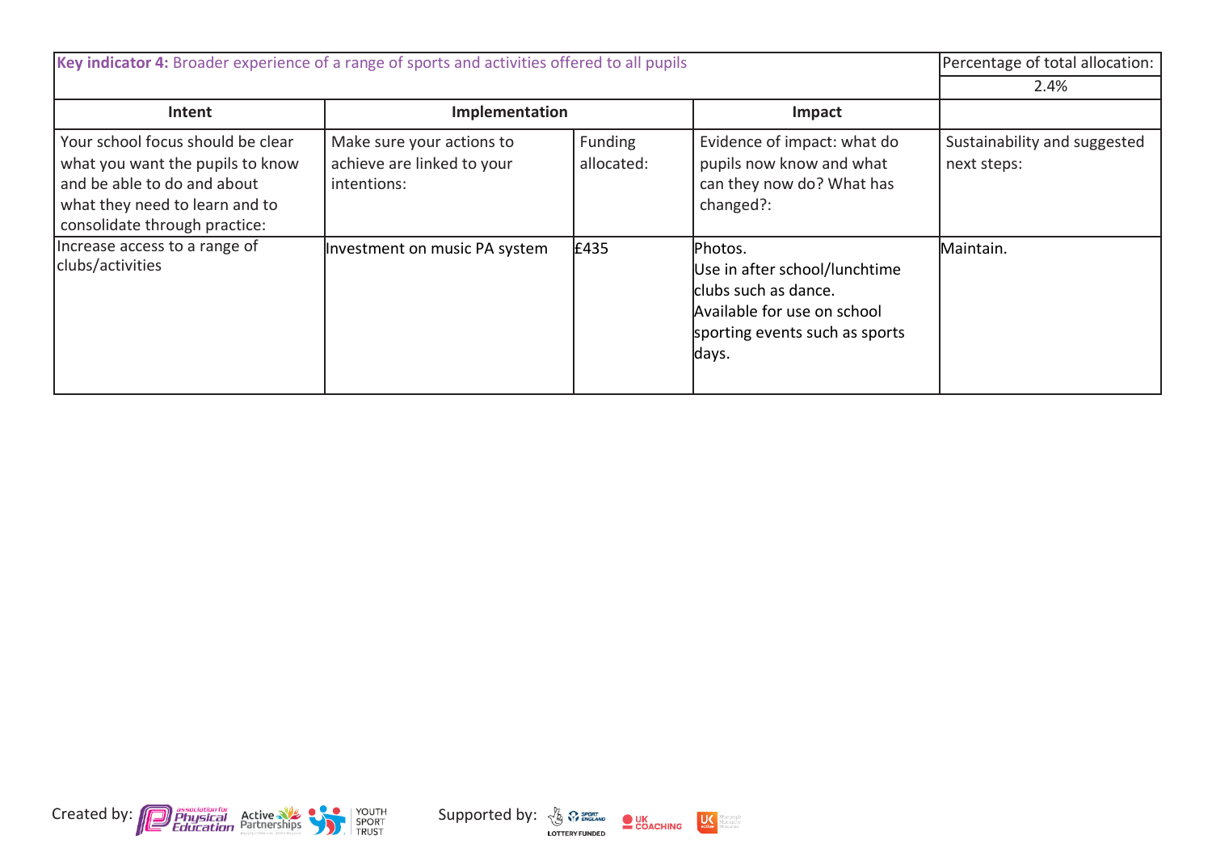| **Key indicator 4:** Broader experience of a range of sports and activities offered to all pupils | | | | Percentage of total allocation: |
|---|---|---|---|---|
| | | | | 2.4% |
| **Intent** | **Implementation** | | **Impact** | |
| Your school focus should be clear what you want the pupils to know and be able to do and about what they need to learn and to consolidate through practice: | Make sure your actions to achieve are linked to your intentions: | Funding allocated: | Evidence of impact: what do pupils now know and what can they now do? What has changed?: | Sustainability and suggested next steps: |
| Increase access to a range of clubs/activities | Investment on music PA system | £435 | Photos.<br>Use in after school/lunchtime clubs such as dance.<br>Available for use on school sporting events such as sports days. | Maintain. |

Created by: Association for Physical Education, Active Partnerships, Youth Sport Trust

Supported by: Sport England (Lottery Funded), UK Coaching, UK Active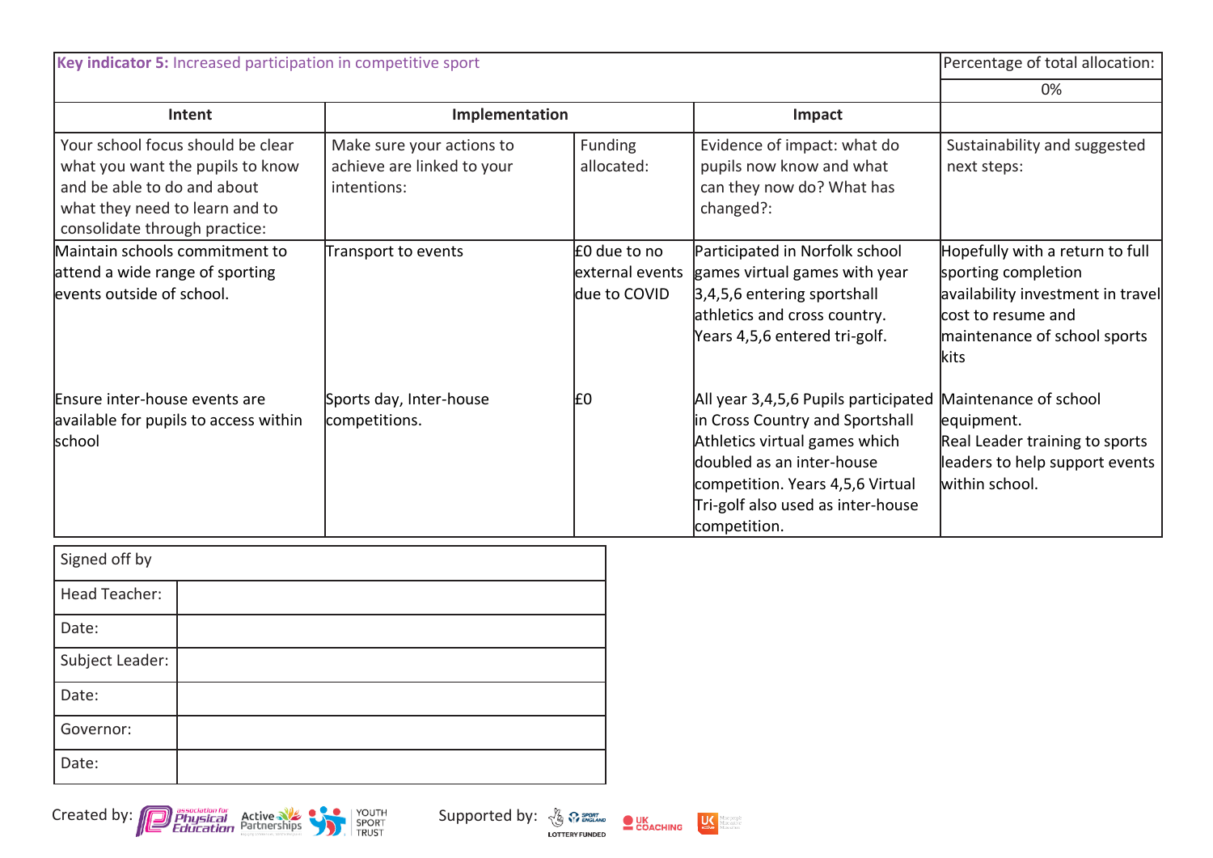| Key indicator 5: Increased participation in competitive sport | | | | Percentage of total allocation: |
|---|---|---|---|---|
| | | | | 0% |
| **Intent** | **Implementation** | | **Impact** | |
| Your school focus should be clear what you want the pupils to know and be able to do and about what they need to learn and to consolidate through practice: | Make sure your actions to achieve are linked to your intentions: | Funding allocated: | Evidence of impact: what do pupils now know and what can they now do? What has changed?: | Sustainability and suggested next steps: |
| Maintain schools commitment to attend a wide range of sporting events outside of school. | Transport to events | £0 due to no external events due to COVID | Participated in Norfolk school games virtual games with year 3,4,5,6 entering sportshall athletics and cross country. Years 4,5,6 entered tri-golf. | Hopefully with a return to full sporting completion availability investment in travel cost to resume and maintenance of school sports kits |
| Ensure inter-house events are available for pupils to access within school | Sports day, Inter-house competitions. | £0 | All year 3,4,5,6 Pupils participated in Cross Country and Sportshall Athletics virtual games which doubled as an inter-house competition. Years 4,5,6 Virtual Tri-golf also used as inter-house competition. | Maintenance of school equipment. Real Leader training to sports leaders to help support events within school. |

| Signed off by | |
|---|---|
| Head Teacher: | |
| Date: | |
| Subject Leader: | |
| Date: | |
| Governor: | |
| Date: | |

Created by: association for Physical Education, Active Partnerships, Youth Sport Trust

Supported by: Sport England (Lottery Funded), UK Coaching, UK Active